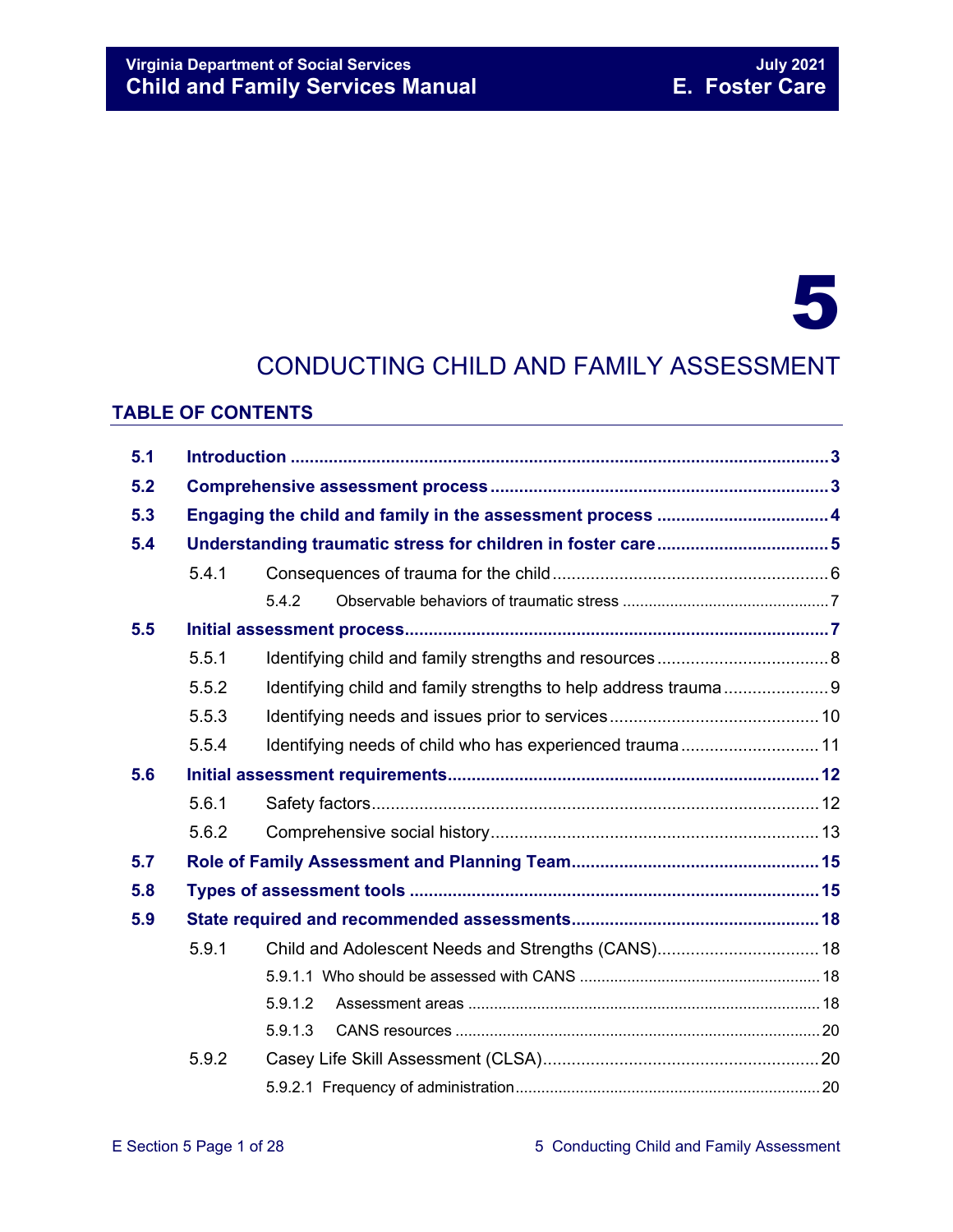# 5

# CONDUCTING CHILD AND FAMILY ASSESSMENT

## TABLE OF CONTENTS

| | | |
|---|---|---|
| **5.1** | **Introduction** | **3** |
| **5.2** | **Comprehensive assessment process** | **3** |
| **5.3** | **Engaging the child and family in the assessment process** | **4** |
| **5.4** | **Understanding traumatic stress for children in foster care** | **5** |
| 5.4.1 | Consequences of trauma for the child | 6 |
| 5.4.2 | Observable behaviors of traumatic stress | 7 |
| **5.5** | **Initial assessment process** | **7** |
| 5.5.1 | Identifying child and family strengths and resources | 8 |
| 5.5.2 | Identifying child and family strengths to help address trauma | 9 |
| 5.5.3 | Identifying needs and issues prior to services | 10 |
| 5.5.4 | Identifying needs of child who has experienced trauma | 11 |
| **5.6** | **Initial assessment requirements** | **12** |
| 5.6.1 | Safety factors | 12 |
| 5.6.2 | Comprehensive social history | 13 |
| **5.7** | **Role of Family Assessment and Planning Team** | **15** |
| **5.8** | **Types of assessment tools** | **15** |
| **5.9** | **State required and recommended assessments** | **18** |
| 5.9.1 | Child and Adolescent Needs and Strengths (CANS) | 18 |
| 5.9.1.1 | Who should be assessed with CANS | 18 |
| 5.9.1.2 | Assessment areas | 18 |
| 5.9.1.3 | CANS resources | 20 |
| 5.9.2 | Casey Life Skill Assessment (CLSA) | 20 |
| 5.9.2.1 | Frequency of administration | 20 |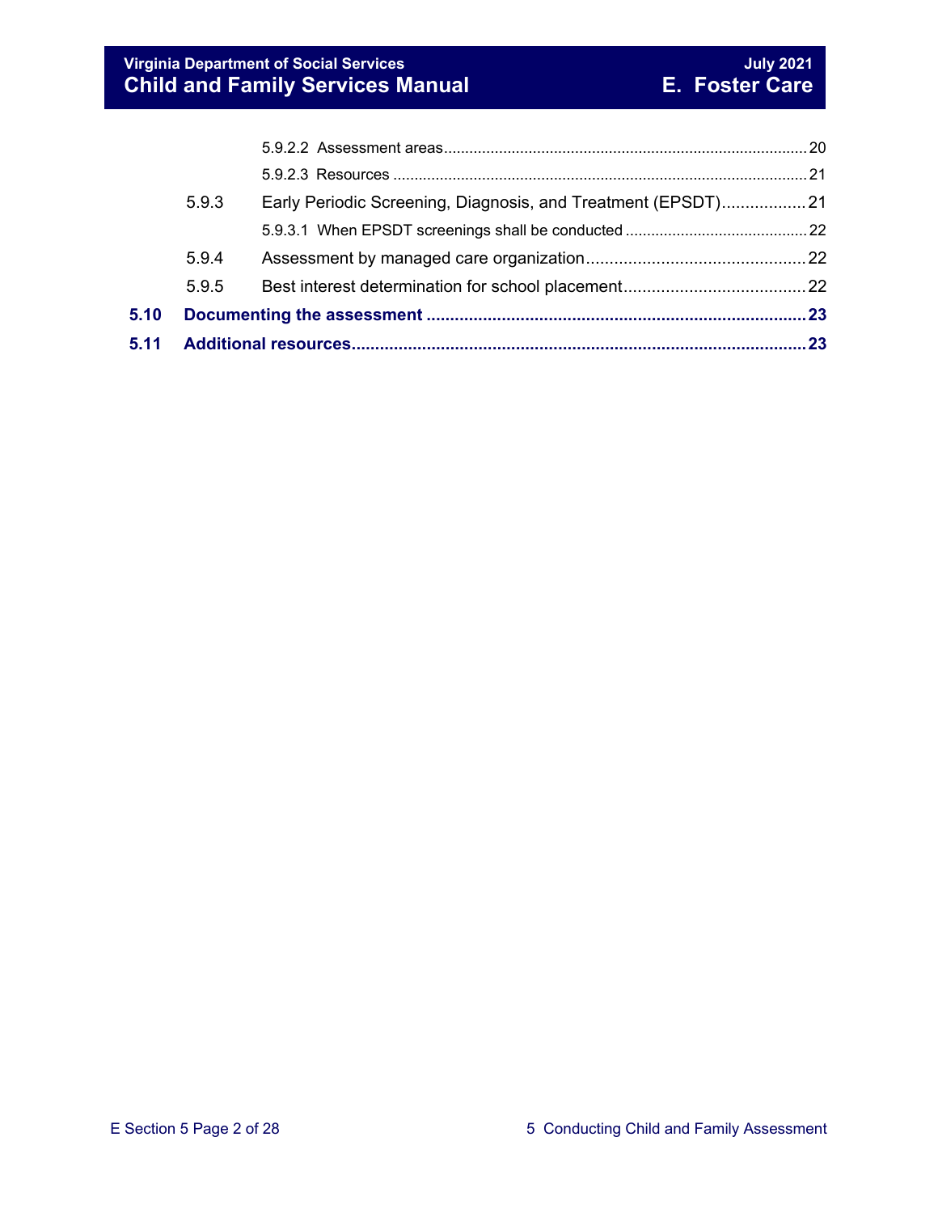5.9.2.2 Assessment areas .......... 20

5.9.2.3 Resources .......... 21

5.9.3 Early Periodic Screening, Diagnosis, and Treatment (EPSDT) .......... 21

5.9.3.1 When EPSDT screenings shall be conducted .......... 22

5.9.4 Assessment by managed care organization .......... 22

5.9.5 Best interest determination for school placement .......... 22

**5.10 Documenting the assessment .......... 23**

**5.11 Additional resources .......... 23**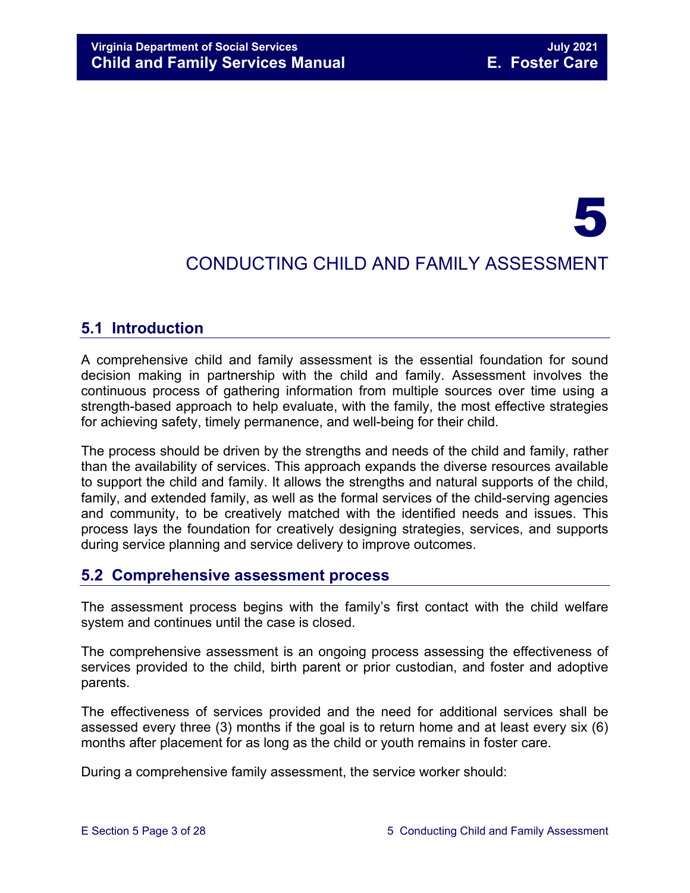# 5

# CONDUCTING CHILD AND FAMILY ASSESSMENT

## 5.1 Introduction

A comprehensive child and family assessment is the essential foundation for sound decision making in partnership with the child and family. Assessment involves the continuous process of gathering information from multiple sources over time using a strength-based approach to help evaluate, with the family, the most effective strategies for achieving safety, timely permanence, and well-being for their child.

The process should be driven by the strengths and needs of the child and family, rather than the availability of services. This approach expands the diverse resources available to support the child and family. It allows the strengths and natural supports of the child, family, and extended family, as well as the formal services of the child-serving agencies and community, to be creatively matched with the identified needs and issues. This process lays the foundation for creatively designing strategies, services, and supports during service planning and service delivery to improve outcomes.

## 5.2 Comprehensive assessment process

The assessment process begins with the family's first contact with the child welfare system and continues until the case is closed.

The comprehensive assessment is an ongoing process assessing the effectiveness of services provided to the child, birth parent or prior custodian, and foster and adoptive parents.

The effectiveness of services provided and the need for additional services shall be assessed every three (3) months if the goal is to return home and at least every six (6) months after placement for as long as the child or youth remains in foster care.

During a comprehensive family assessment, the service worker should: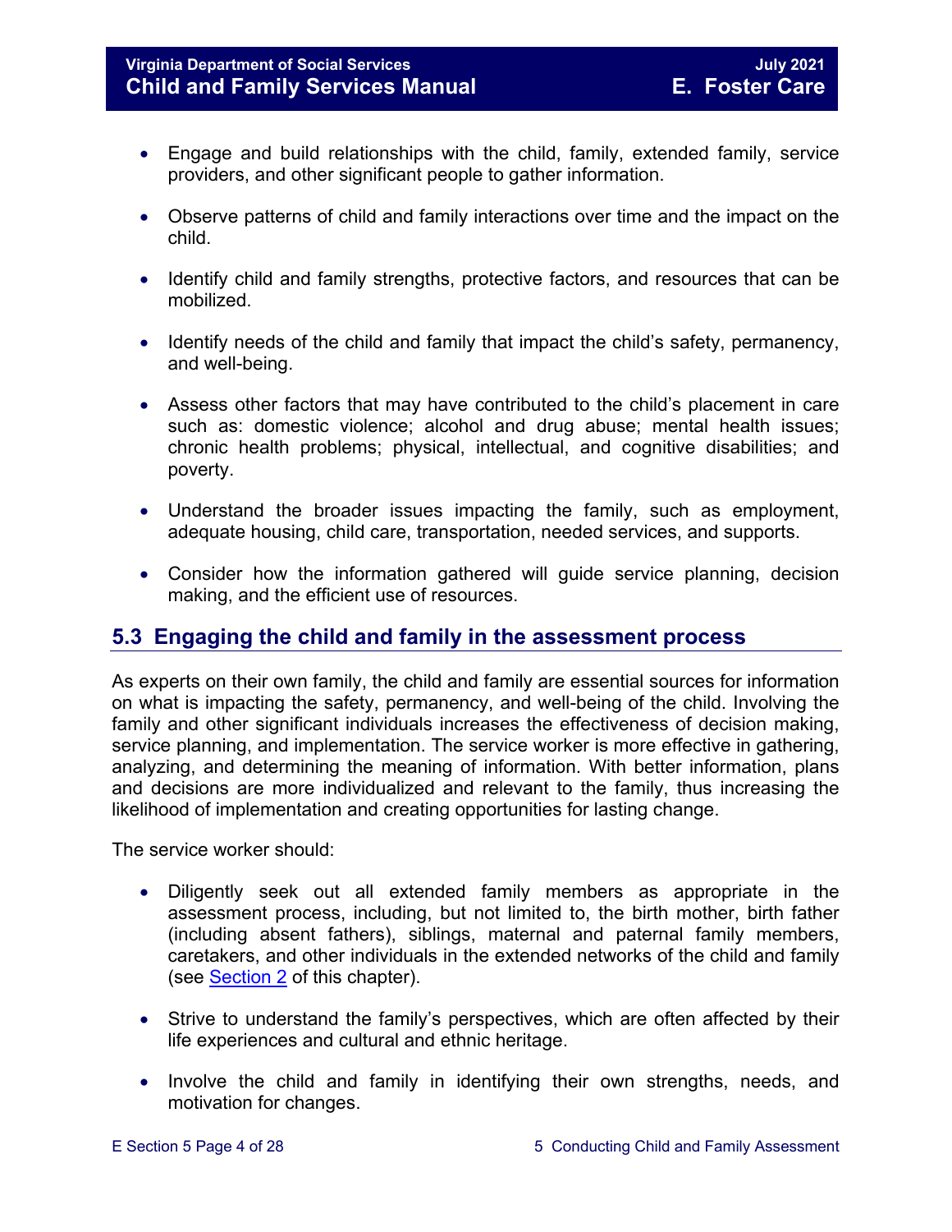- Engage and build relationships with the child, family, extended family, service providers, and other significant people to gather information.
- Observe patterns of child and family interactions over time and the impact on the child.
- Identify child and family strengths, protective factors, and resources that can be mobilized.
- Identify needs of the child and family that impact the child's safety, permanency, and well-being.
- Assess other factors that may have contributed to the child's placement in care such as: domestic violence; alcohol and drug abuse; mental health issues; chronic health problems; physical, intellectual, and cognitive disabilities; and poverty.
- Understand the broader issues impacting the family, such as employment, adequate housing, child care, transportation, needed services, and supports.
- Consider how the information gathered will guide service planning, decision making, and the efficient use of resources.

## 5.3 Engaging the child and family in the assessment process

As experts on their own family, the child and family are essential sources for information on what is impacting the safety, permanency, and well-being of the child. Involving the family and other significant individuals increases the effectiveness of decision making, service planning, and implementation. The service worker is more effective in gathering, analyzing, and determining the meaning of information. With better information, plans and decisions are more individualized and relevant to the family, thus increasing the likelihood of implementation and creating opportunities for lasting change.

The service worker should:

- Diligently seek out all extended family members as appropriate in the assessment process, including, but not limited to, the birth mother, birth father (including absent fathers), siblings, maternal and paternal family members, caretakers, and other individuals in the extended networks of the child and family (see Section 2 of this chapter).
- Strive to understand the family's perspectives, which are often affected by their life experiences and cultural and ethnic heritage.
- Involve the child and family in identifying their own strengths, needs, and motivation for changes.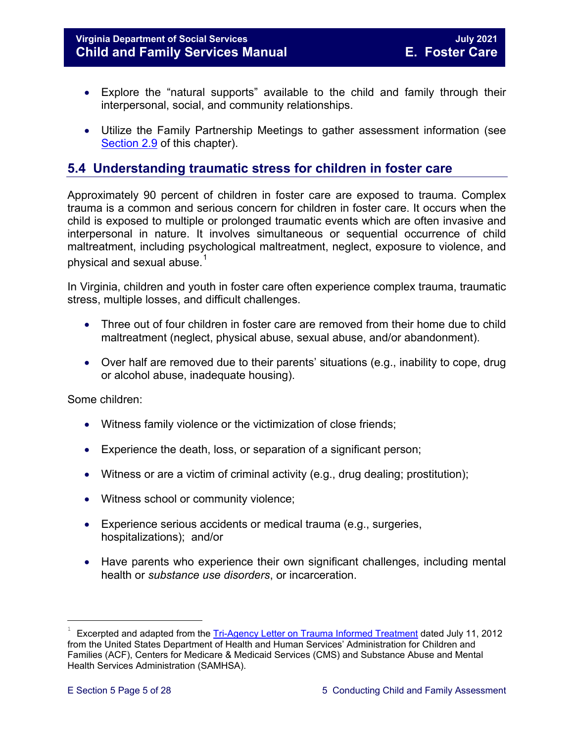- Explore the "natural supports" available to the child and family through their interpersonal, social, and community relationships.

- Utilize the Family Partnership Meetings to gather assessment information (see Section 2.9 of this chapter).

## 5.4 Understanding traumatic stress for children in foster care

Approximately 90 percent of children in foster care are exposed to trauma. Complex trauma is a common and serious concern for children in foster care. It occurs when the child is exposed to multiple or prolonged traumatic events which are often invasive and interpersonal in nature. It involves simultaneous or sequential occurrence of child maltreatment, including psychological maltreatment, neglect, exposure to violence, and physical and sexual abuse.[1]

In Virginia, children and youth in foster care often experience complex trauma, traumatic stress, multiple losses, and difficult challenges.

- Three out of four children in foster care are removed from their home due to child maltreatment (neglect, physical abuse, sexual abuse, and/or abandonment).

- Over half are removed due to their parents' situations (e.g., inability to cope, drug or alcohol abuse, inadequate housing).

Some children:

- Witness family violence or the victimization of close friends;

- Experience the death, loss, or separation of a significant person;

- Witness or are a victim of criminal activity (e.g., drug dealing; prostitution);

- Witness school or community violence;

- Experience serious accidents or medical trauma (e.g., surgeries, hospitalizations); and/or

- Have parents who experience their own significant challenges, including mental health or *substance use disorders*, or incarceration.

---

[1] Excerpted and adapted from the Tri-Agency Letter on Trauma Informed Treatment dated July 11, 2012 from the United States Department of Health and Human Services' Administration for Children and Families (ACF), Centers for Medicare & Medicaid Services (CMS) and Substance Abuse and Mental Health Services Administration (SAMHSA).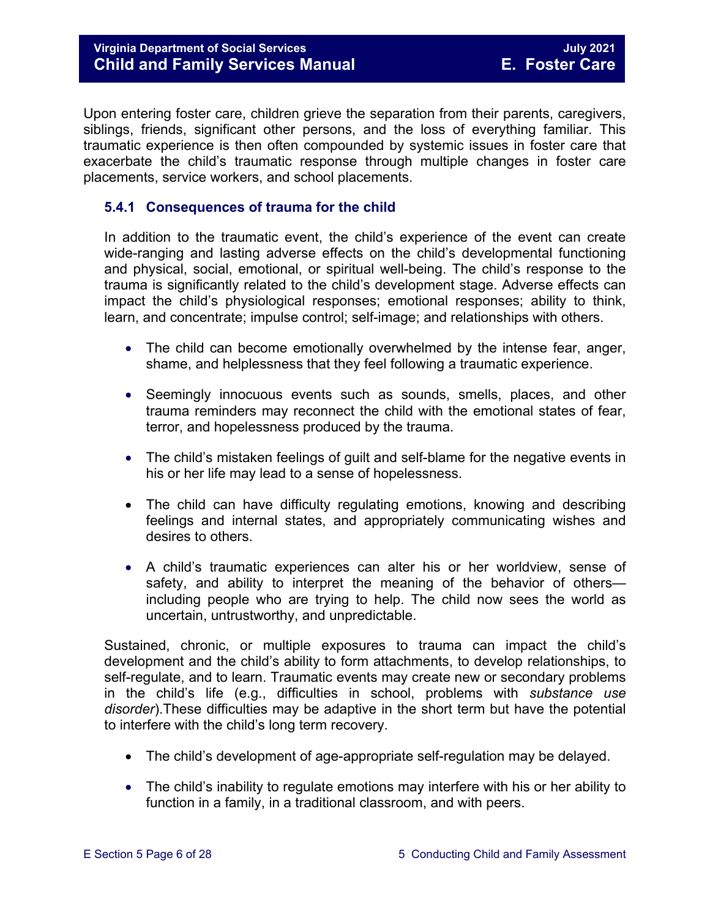Upon entering foster care, children grieve the separation from their parents, caregivers, siblings, friends, significant other persons, and the loss of everything familiar. This traumatic experience is then often compounded by systemic issues in foster care that exacerbate the child's traumatic response through multiple changes in foster care placements, service workers, and school placements.

### 5.4.1 Consequences of trauma for the child

In addition to the traumatic event, the child's experience of the event can create wide-ranging and lasting adverse effects on the child's developmental functioning and physical, social, emotional, or spiritual well-being. The child's response to the trauma is significantly related to the child's development stage. Adverse effects can impact the child's physiological responses; emotional responses; ability to think, learn, and concentrate; impulse control; self-image; and relationships with others.

- The child can become emotionally overwhelmed by the intense fear, anger, shame, and helplessness that they feel following a traumatic experience.
- Seemingly innocuous events such as sounds, smells, places, and other trauma reminders may reconnect the child with the emotional states of fear, terror, and hopelessness produced by the trauma.
- The child's mistaken feelings of guilt and self-blame for the negative events in his or her life may lead to a sense of hopelessness.
- The child can have difficulty regulating emotions, knowing and describing feelings and internal states, and appropriately communicating wishes and desires to others.
- A child's traumatic experiences can alter his or her worldview, sense of safety, and ability to interpret the meaning of the behavior of others—including people who are trying to help. The child now sees the world as uncertain, untrustworthy, and unpredictable.

Sustained, chronic, or multiple exposures to trauma can impact the child's development and the child's ability to form attachments, to develop relationships, to self-regulate, and to learn. Traumatic events may create new or secondary problems in the child's life (e.g., difficulties in school, problems with *substance use disorder*).These difficulties may be adaptive in the short term but have the potential to interfere with the child's long term recovery.

- The child's development of age-appropriate self-regulation may be delayed.
- The child's inability to regulate emotions may interfere with his or her ability to function in a family, in a traditional classroom, and with peers.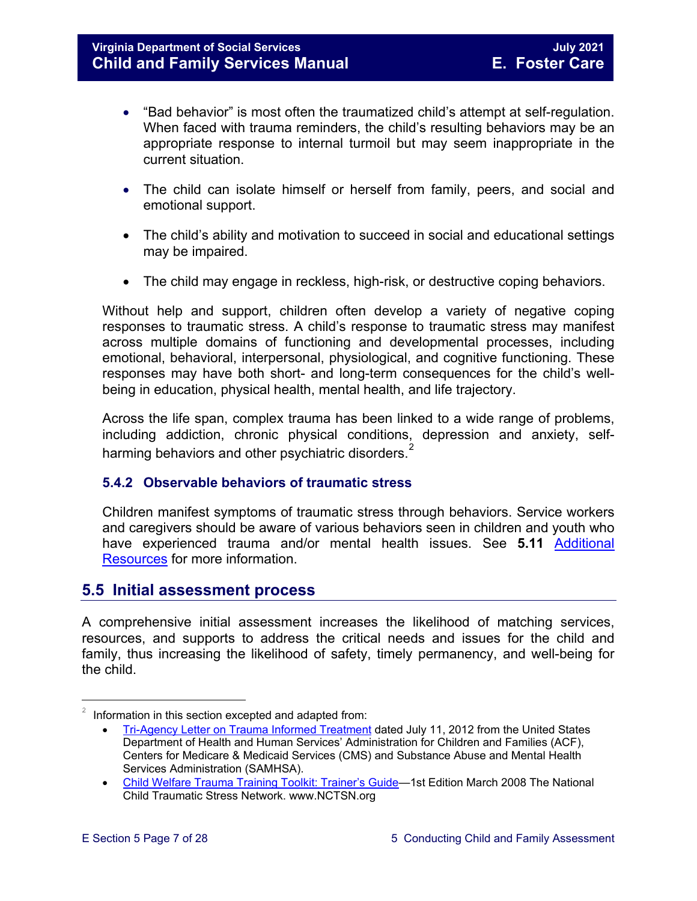- "Bad behavior" is most often the traumatized child's attempt at self-regulation. When faced with trauma reminders, the child's resulting behaviors may be an appropriate response to internal turmoil but may seem inappropriate in the current situation.

- The child can isolate himself or herself from family, peers, and social and emotional support.

- The child's ability and motivation to succeed in social and educational settings may be impaired.

- The child may engage in reckless, high-risk, or destructive coping behaviors.

Without help and support, children often develop a variety of negative coping responses to traumatic stress. A child's response to traumatic stress may manifest across multiple domains of functioning and developmental processes, including emotional, behavioral, interpersonal, physiological, and cognitive functioning. These responses may have both short- and long-term consequences for the child's well-being in education, physical health, mental health, and life trajectory.

Across the life span, complex trauma has been linked to a wide range of problems, including addiction, chronic physical conditions, depression and anxiety, self-harming behaviors and other psychiatric disorders.[2]

### 5.4.2 Observable behaviors of traumatic stress

Children manifest symptoms of traumatic stress through behaviors. Service workers and caregivers should be aware of various behaviors seen in children and youth who have experienced trauma and/or mental health issues. See **5.11** Additional Resources for more information.

## 5.5 Initial assessment process

A comprehensive initial assessment increases the likelihood of matching services, resources, and supports to address the critical needs and issues for the child and family, thus increasing the likelihood of safety, timely permanency, and well-being for the child.

---

[2] Information in this section excepted and adapted from:

- Tri-Agency Letter on Trauma Informed Treatment dated July 11, 2012 from the United States Department of Health and Human Services' Administration for Children and Families (ACF), Centers for Medicare & Medicaid Services (CMS) and Substance Abuse and Mental Health Services Administration (SAMHSA).
- Child Welfare Trauma Training Toolkit: Trainer's Guide—1st Edition March 2008 The National Child Traumatic Stress Network. www.NCTSN.org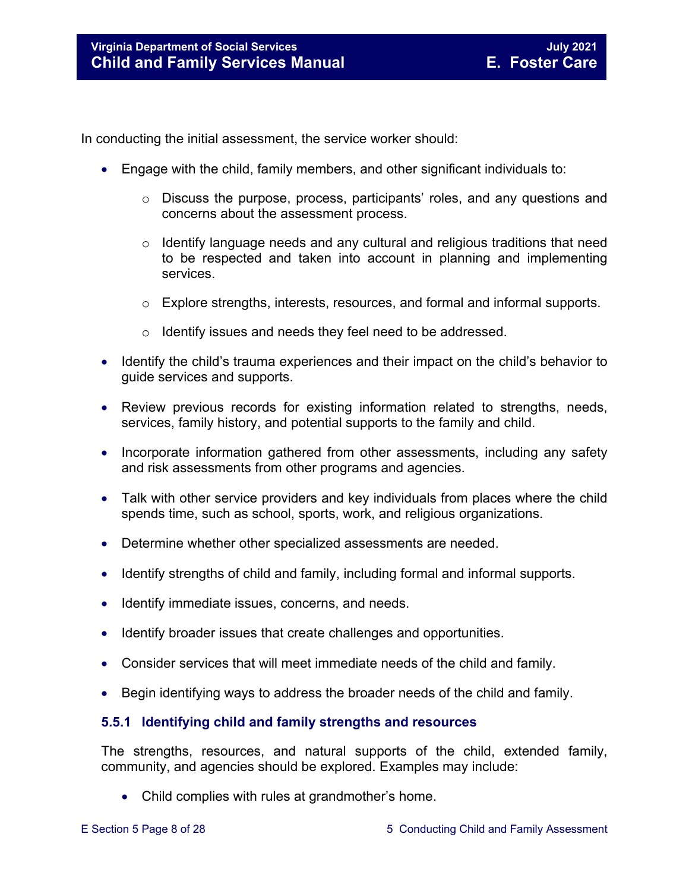In conducting the initial assessment, the service worker should:

- Engage with the child, family members, and other significant individuals to:
  - Discuss the purpose, process, participants' roles, and any questions and concerns about the assessment process.
  - Identify language needs and any cultural and religious traditions that need to be respected and taken into account in planning and implementing services.
  - Explore strengths, interests, resources, and formal and informal supports.
  - Identify issues and needs they feel need to be addressed.
- Identify the child's trauma experiences and their impact on the child's behavior to guide services and supports.
- Review previous records for existing information related to strengths, needs, services, family history, and potential supports to the family and child.
- Incorporate information gathered from other assessments, including any safety and risk assessments from other programs and agencies.
- Talk with other service providers and key individuals from places where the child spends time, such as school, sports, work, and religious organizations.
- Determine whether other specialized assessments are needed.
- Identify strengths of child and family, including formal and informal supports.
- Identify immediate issues, concerns, and needs.
- Identify broader issues that create challenges and opportunities.
- Consider services that will meet immediate needs of the child and family.
- Begin identifying ways to address the broader needs of the child and family.

### 5.5.1 Identifying child and family strengths and resources

The strengths, resources, and natural supports of the child, extended family, community, and agencies should be explored. Examples may include:

- Child complies with rules at grandmother's home.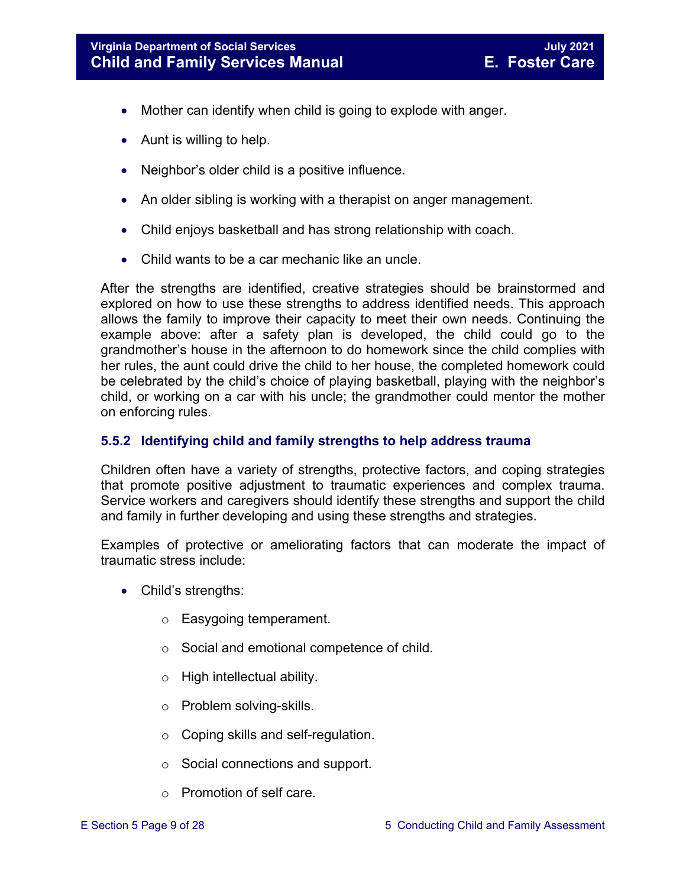- Mother can identify when child is going to explode with anger.
- Aunt is willing to help.
- Neighbor's older child is a positive influence.
- An older sibling is working with a therapist on anger management.
- Child enjoys basketball and has strong relationship with coach.
- Child wants to be a car mechanic like an uncle.

After the strengths are identified, creative strategies should be brainstormed and explored on how to use these strengths to address identified needs. This approach allows the family to improve their capacity to meet their own needs. Continuing the example above: after a safety plan is developed, the child could go to the grandmother's house in the afternoon to do homework since the child complies with her rules, the aunt could drive the child to her house, the completed homework could be celebrated by the child's choice of playing basketball, playing with the neighbor's child, or working on a car with his uncle; the grandmother could mentor the mother on enforcing rules.

### 5.5.2 Identifying child and family strengths to help address trauma

Children often have a variety of strengths, protective factors, and coping strategies that promote positive adjustment to traumatic experiences and complex trauma. Service workers and caregivers should identify these strengths and support the child and family in further developing and using these strengths and strategies.

Examples of protective or ameliorating factors that can moderate the impact of traumatic stress include:

- Child's strengths:
  - Easygoing temperament.
  - Social and emotional competence of child.
  - High intellectual ability.
  - Problem solving-skills.
  - Coping skills and self-regulation.
  - Social connections and support.
  - Promotion of self care.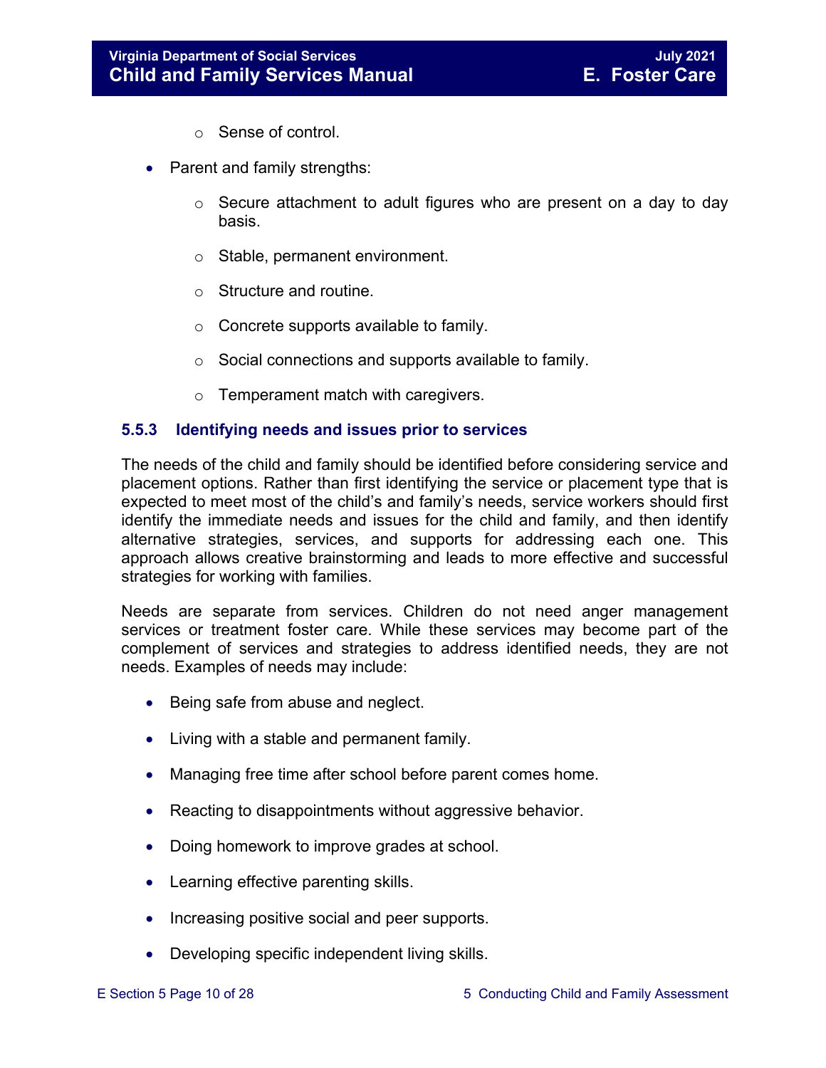- Sense of control.

- Parent and family strengths:

  - Secure attachment to adult figures who are present on a day to day basis.
  - Stable, permanent environment.
  - Structure and routine.
  - Concrete supports available to family.
  - Social connections and supports available to family.
  - Temperament match with caregivers.

### 5.5.3 Identifying needs and issues prior to services

The needs of the child and family should be identified before considering service and placement options. Rather than first identifying the service or placement type that is expected to meet most of the child's and family's needs, service workers should first identify the immediate needs and issues for the child and family, and then identify alternative strategies, services, and supports for addressing each one. This approach allows creative brainstorming and leads to more effective and successful strategies for working with families.

Needs are separate from services. Children do not need anger management services or treatment foster care. While these services may become part of the complement of services and strategies to address identified needs, they are not needs. Examples of needs may include:

- Being safe from abuse and neglect.
- Living with a stable and permanent family.
- Managing free time after school before parent comes home.
- Reacting to disappointments without aggressive behavior.
- Doing homework to improve grades at school.
- Learning effective parenting skills.
- Increasing positive social and peer supports.
- Developing specific independent living skills.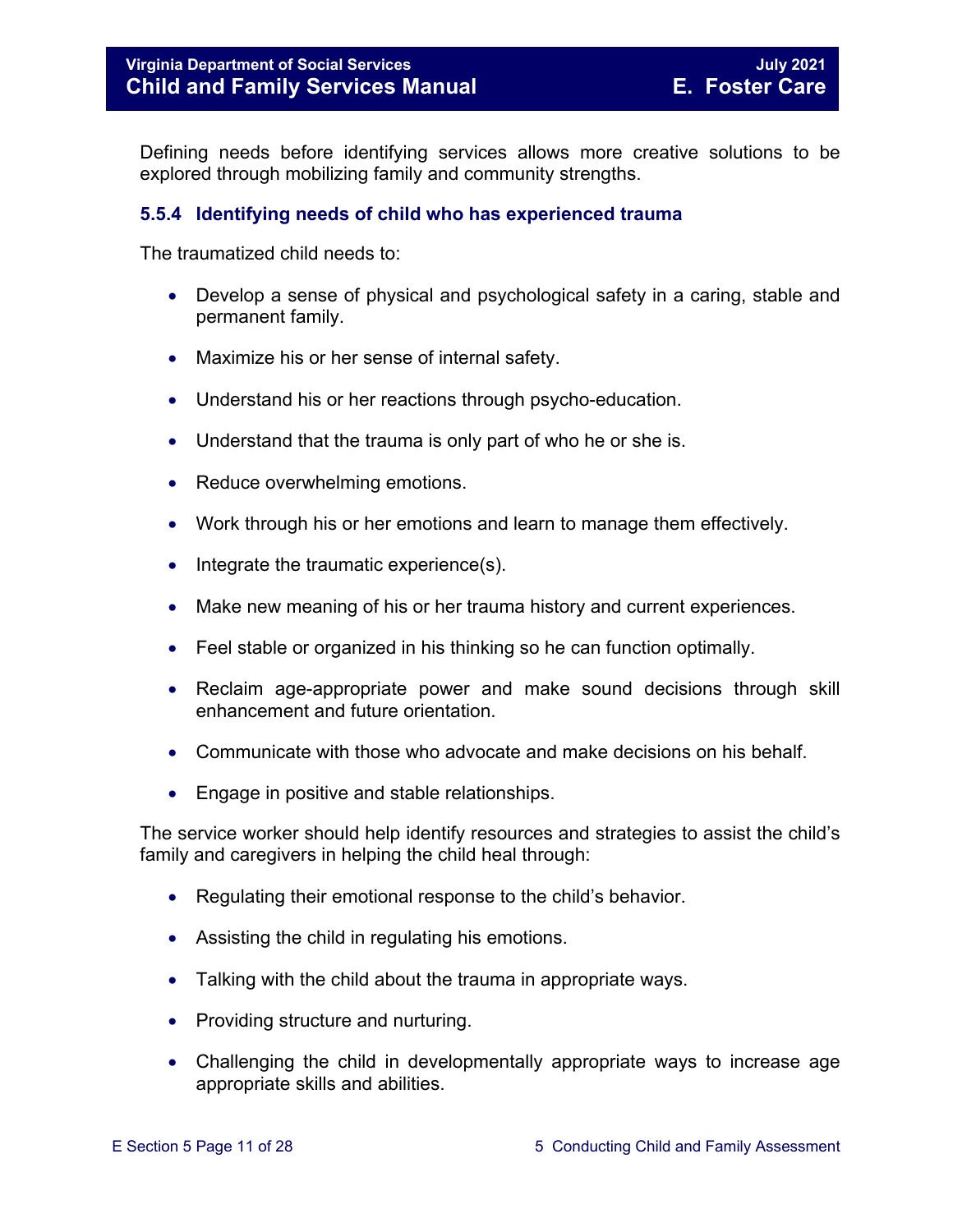Defining needs before identifying services allows more creative solutions to be explored through mobilizing family and community strengths.

### 5.5.4 Identifying needs of child who has experienced trauma

The traumatized child needs to:

- Develop a sense of physical and psychological safety in a caring, stable and permanent family.
- Maximize his or her sense of internal safety.
- Understand his or her reactions through psycho-education.
- Understand that the trauma is only part of who he or she is.
- Reduce overwhelming emotions.
- Work through his or her emotions and learn to manage them effectively.
- Integrate the traumatic experience(s).
- Make new meaning of his or her trauma history and current experiences.
- Feel stable or organized in his thinking so he can function optimally.
- Reclaim age-appropriate power and make sound decisions through skill enhancement and future orientation.
- Communicate with those who advocate and make decisions on his behalf.
- Engage in positive and stable relationships.

The service worker should help identify resources and strategies to assist the child's family and caregivers in helping the child heal through:

- Regulating their emotional response to the child's behavior.
- Assisting the child in regulating his emotions.
- Talking with the child about the trauma in appropriate ways.
- Providing structure and nurturing.
- Challenging the child in developmentally appropriate ways to increase age appropriate skills and abilities.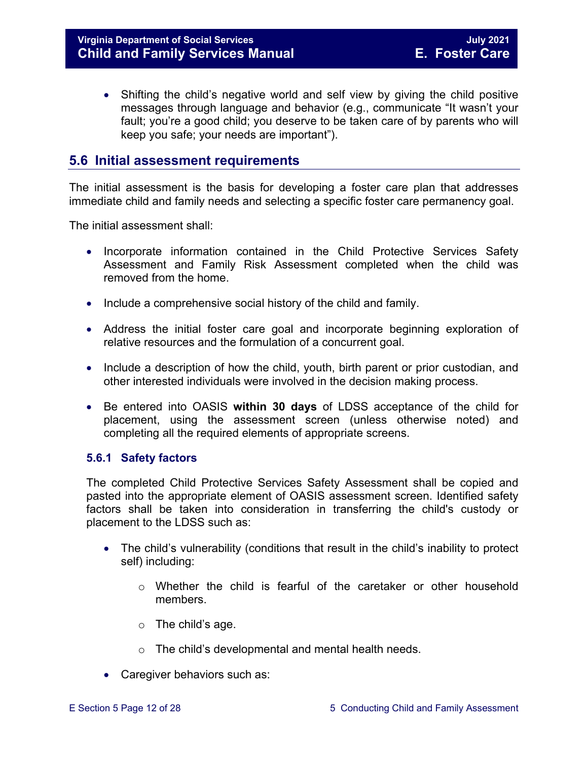- Shifting the child's negative world and self view by giving the child positive messages through language and behavior (e.g., communicate "It wasn't your fault; you're a good child; you deserve to be taken care of by parents who will keep you safe; your needs are important").

## 5.6 Initial assessment requirements

The initial assessment is the basis for developing a foster care plan that addresses immediate child and family needs and selecting a specific foster care permanency goal.

The initial assessment shall:

- Incorporate information contained in the Child Protective Services Safety Assessment and Family Risk Assessment completed when the child was removed from the home.
- Include a comprehensive social history of the child and family.
- Address the initial foster care goal and incorporate beginning exploration of relative resources and the formulation of a concurrent goal.
- Include a description of how the child, youth, birth parent or prior custodian, and other interested individuals were involved in the decision making process.
- Be entered into OASIS **within 30 days** of LDSS acceptance of the child for placement, using the assessment screen (unless otherwise noted) and completing all the required elements of appropriate screens.

### 5.6.1 Safety factors

The completed Child Protective Services Safety Assessment shall be copied and pasted into the appropriate element of OASIS assessment screen. Identified safety factors shall be taken into consideration in transferring the child's custody or placement to the LDSS such as:

- The child's vulnerability (conditions that result in the child's inability to protect self) including:
  - Whether the child is fearful of the caretaker or other household members.
  - The child's age.
  - The child's developmental and mental health needs.
- Caregiver behaviors such as: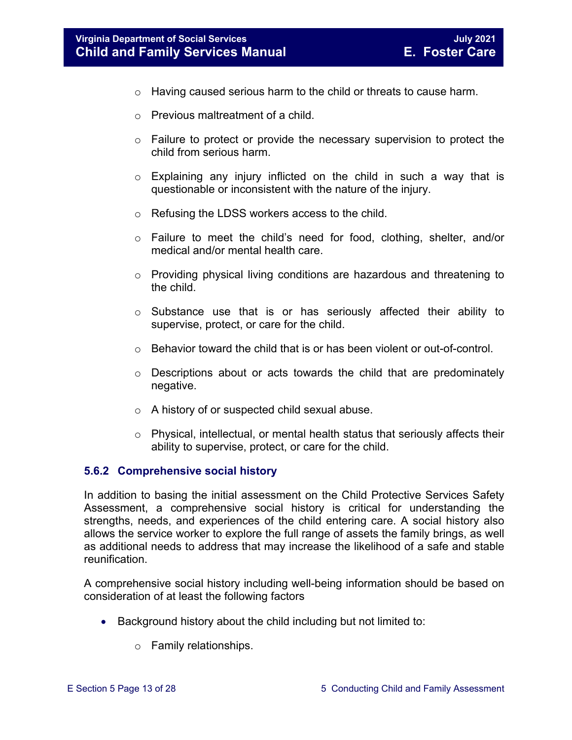- Having caused serious harm to the child or threats to cause harm.
- Previous maltreatment of a child.
- Failure to protect or provide the necessary supervision to protect the child from serious harm.
- Explaining any injury inflicted on the child in such a way that is questionable or inconsistent with the nature of the injury.
- Refusing the LDSS workers access to the child.
- Failure to meet the child's need for food, clothing, shelter, and/or medical and/or mental health care.
- Providing physical living conditions are hazardous and threatening to the child.
- Substance use that is or has seriously affected their ability to supervise, protect, or care for the child.
- Behavior toward the child that is or has been violent or out-of-control.
- Descriptions about or acts towards the child that are predominately negative.
- A history of or suspected child sexual abuse.
- Physical, intellectual, or mental health status that seriously affects their ability to supervise, protect, or care for the child.

### 5.6.2 Comprehensive social history

In addition to basing the initial assessment on the Child Protective Services Safety Assessment, a comprehensive social history is critical for understanding the strengths, needs, and experiences of the child entering care. A social history also allows the service worker to explore the full range of assets the family brings, as well as additional needs to address that may increase the likelihood of a safe and stable reunification.

A comprehensive social history including well-being information should be based on consideration of at least the following factors

- Background history about the child including but not limited to:
  - Family relationships.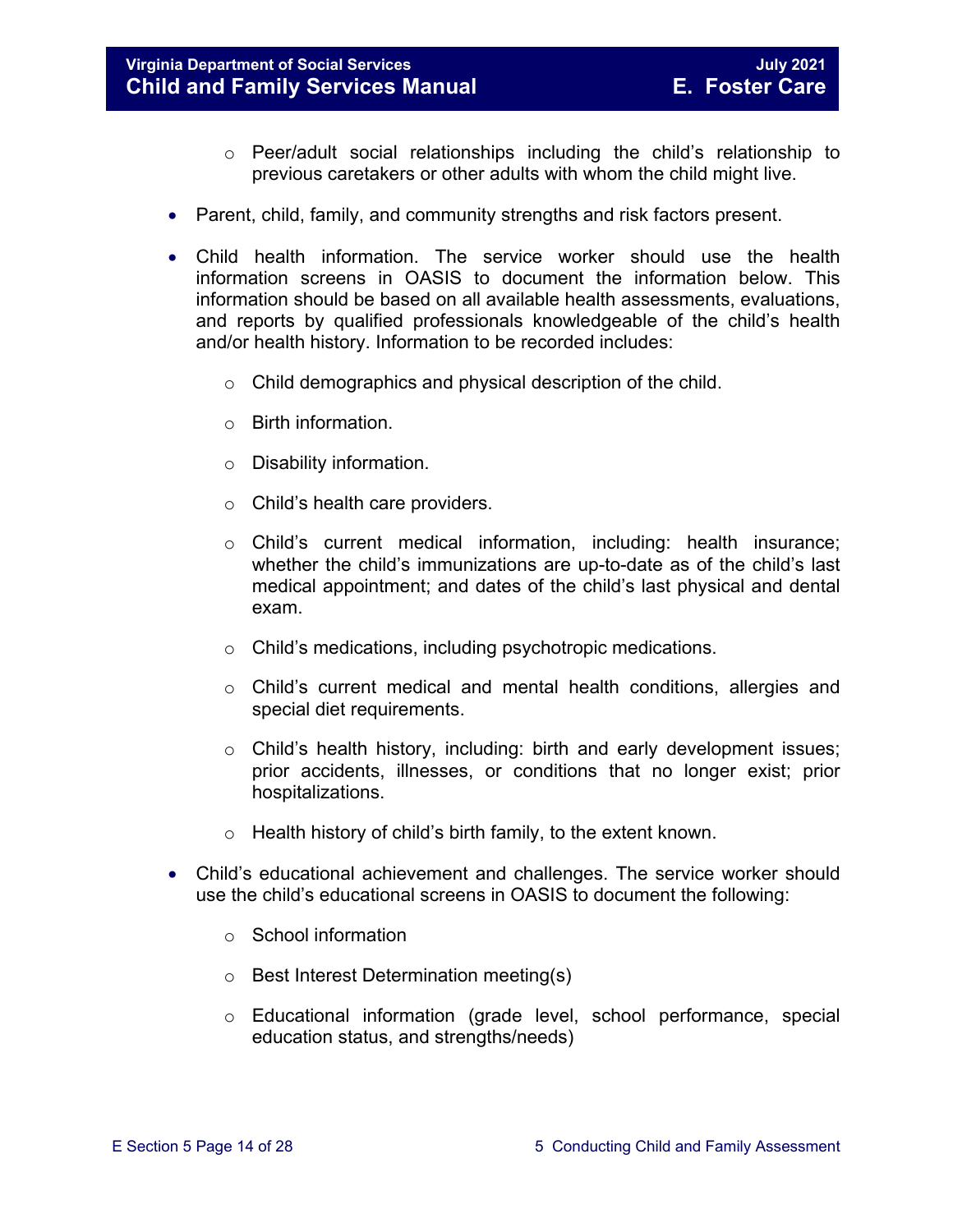- Peer/adult social relationships including the child's relationship to previous caretakers or other adults with whom the child might live.

- Parent, child, family, and community strengths and risk factors present.

- Child health information. The service worker should use the health information screens in OASIS to document the information below. This information should be based on all available health assessments, evaluations, and reports by qualified professionals knowledgeable of the child's health and/or health history. Information to be recorded includes:

    - Child demographics and physical description of the child.

    - Birth information.

    - Disability information.

    - Child's health care providers.

    - Child's current medical information, including: health insurance; whether the child's immunizations are up-to-date as of the child's last medical appointment; and dates of the child's last physical and dental exam.

    - Child's medications, including psychotropic medications.

    - Child's current medical and mental health conditions, allergies and special diet requirements.

    - Child's health history, including: birth and early development issues; prior accidents, illnesses, or conditions that no longer exist; prior hospitalizations.

    - Health history of child's birth family, to the extent known.

- Child's educational achievement and challenges. The service worker should use the child's educational screens in OASIS to document the following:

    - School information

    - Best Interest Determination meeting(s)

    - Educational information (grade level, school performance, special education status, and strengths/needs)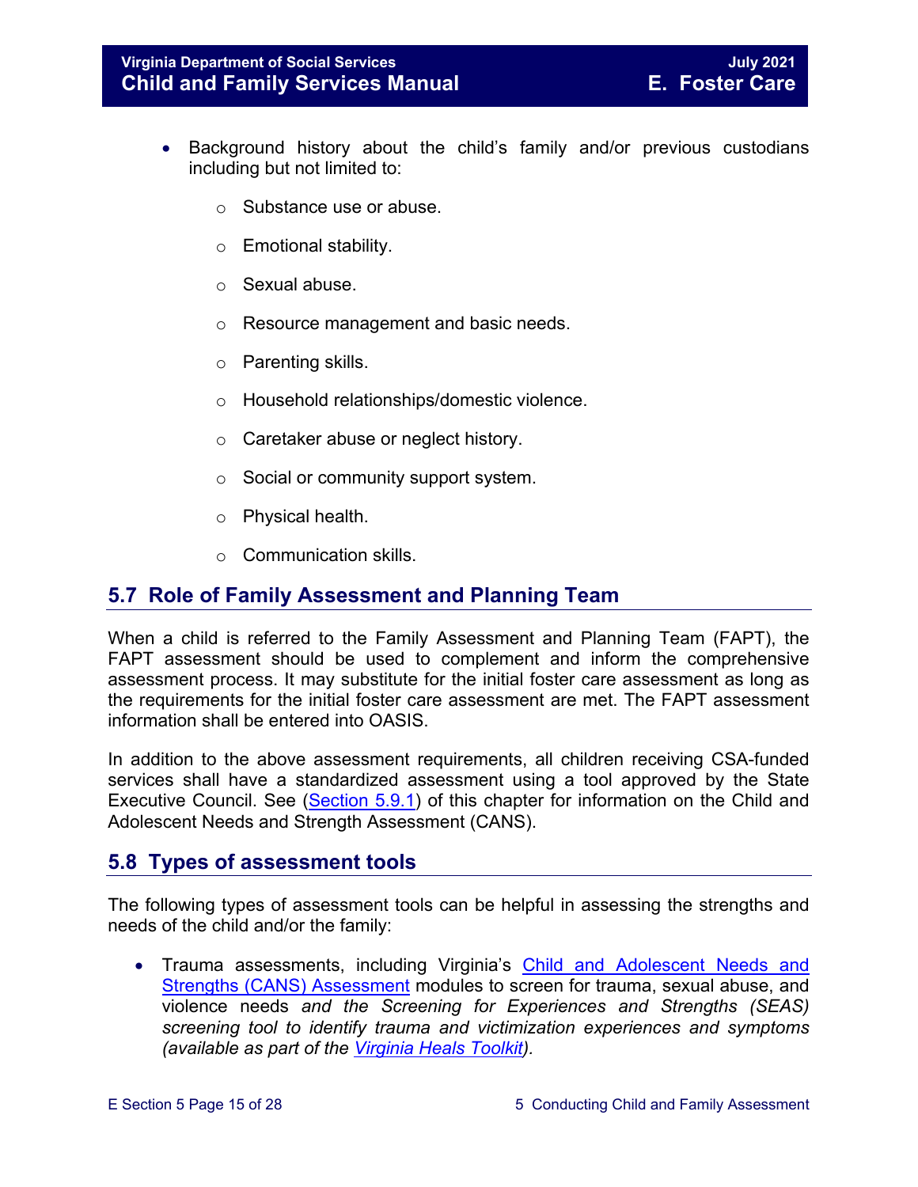- Background history about the child's family and/or previous custodians including but not limited to:
  - Substance use or abuse.
  - Emotional stability.
  - Sexual abuse.
  - Resource management and basic needs.
  - Parenting skills.
  - Household relationships/domestic violence.
  - Caretaker abuse or neglect history.
  - Social or community support system.
  - Physical health.
  - Communication skills.

## 5.7 Role of Family Assessment and Planning Team

When a child is referred to the Family Assessment and Planning Team (FAPT), the FAPT assessment should be used to complement and inform the comprehensive assessment process. It may substitute for the initial foster care assessment as long as the requirements for the initial foster care assessment are met. The FAPT assessment information shall be entered into OASIS.

In addition to the above assessment requirements, all children receiving CSA-funded services shall have a standardized assessment using a tool approved by the State Executive Council. See (Section 5.9.1) of this chapter for information on the Child and Adolescent Needs and Strength Assessment (CANS).

## 5.8 Types of assessment tools

The following types of assessment tools can be helpful in assessing the strengths and needs of the child and/or the family:

- Trauma assessments, including Virginia's Child and Adolescent Needs and Strengths (CANS) Assessment modules to screen for trauma, sexual abuse, and violence needs *and the Screening for Experiences and Strengths (SEAS) screening tool to identify trauma and victimization experiences and symptoms (available as part of the Virginia Heals Toolkit).*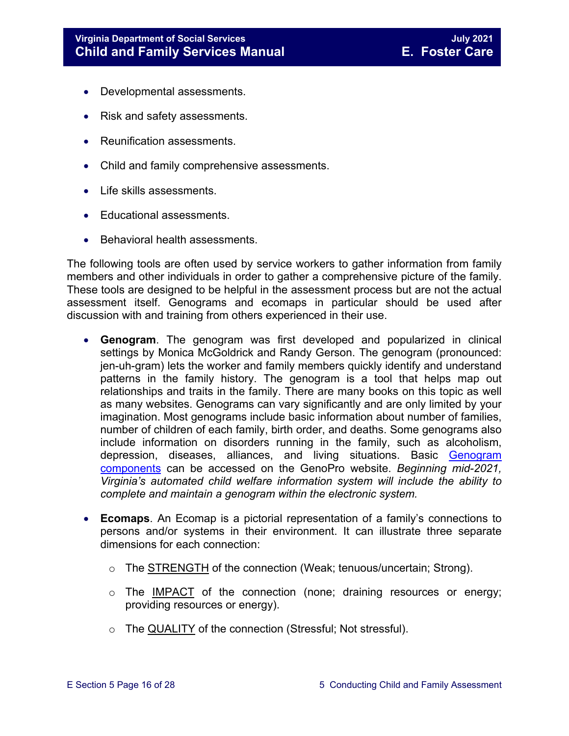- Developmental assessments.
- Risk and safety assessments.
- Reunification assessments.
- Child and family comprehensive assessments.
- Life skills assessments.
- Educational assessments.
- Behavioral health assessments.

The following tools are often used by service workers to gather information from family members and other individuals in order to gather a comprehensive picture of the family. These tools are designed to be helpful in the assessment process but are not the actual assessment itself. Genograms and ecomaps in particular should be used after discussion with and training from others experienced in their use.

- **Genogram**. The genogram was first developed and popularized in clinical settings by Monica McGoldrick and Randy Gerson. The genogram (pronounced: jen-uh-gram) lets the worker and family members quickly identify and understand patterns in the family history. The genogram is a tool that helps map out relationships and traits in the family. There are many books on this topic as well as many websites. Genograms can vary significantly and are only limited by your imagination. Most genograms include basic information about number of families, number of children of each family, birth order, and deaths. Some genograms also include information on disorders running in the family, such as alcoholism, depression, diseases, alliances, and living situations. Basic Genogram components can be accessed on the GenoPro website. *Beginning mid-2021, Virginia's automated child welfare information system will include the ability to complete and maintain a genogram within the electronic system.*

- **Ecomaps**. An Ecomap is a pictorial representation of a family's connections to persons and/or systems in their environment. It can illustrate three separate dimensions for each connection:
    - The STRENGTH of the connection (Weak; tenuous/uncertain; Strong).
    - The IMPACT of the connection (none; draining resources or energy; providing resources or energy).
    - The QUALITY of the connection (Stressful; Not stressful).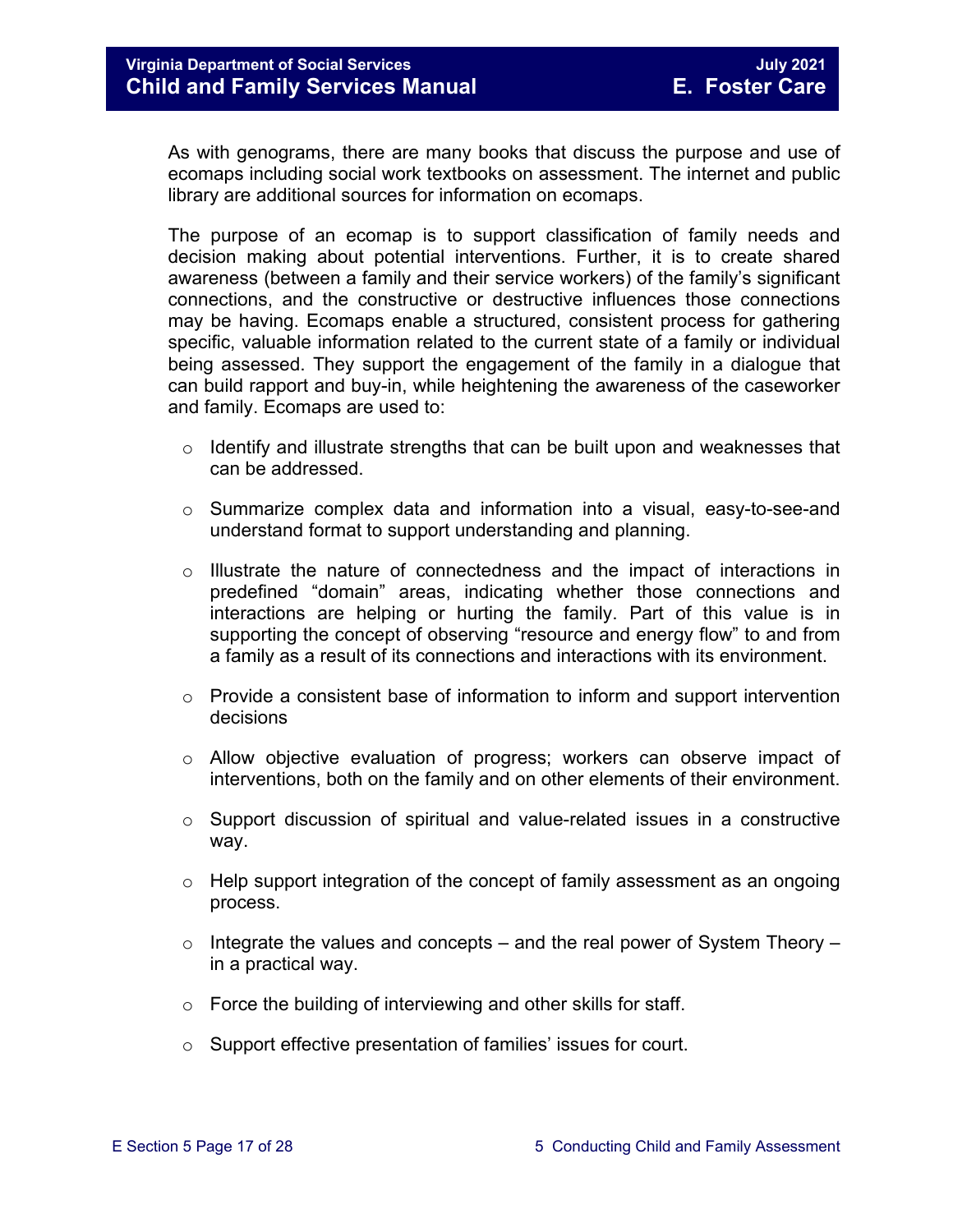As with genograms, there are many books that discuss the purpose and use of ecomaps including social work textbooks on assessment. The internet and public library are additional sources for information on ecomaps.

The purpose of an ecomap is to support classification of family needs and decision making about potential interventions. Further, it is to create shared awareness (between a family and their service workers) of the family's significant connections, and the constructive or destructive influences those connections may be having. Ecomaps enable a structured, consistent process for gathering specific, valuable information related to the current state of a family or individual being assessed. They support the engagement of the family in a dialogue that can build rapport and buy-in, while heightening the awareness of the caseworker and family. Ecomaps are used to:

- Identify and illustrate strengths that can be built upon and weaknesses that can be addressed.
- Summarize complex data and information into a visual, easy-to-see-and understand format to support understanding and planning.
- Illustrate the nature of connectedness and the impact of interactions in predefined "domain" areas, indicating whether those connections and interactions are helping or hurting the family. Part of this value is in supporting the concept of observing "resource and energy flow" to and from a family as a result of its connections and interactions with its environment.
- Provide a consistent base of information to inform and support intervention decisions
- Allow objective evaluation of progress; workers can observe impact of interventions, both on the family and on other elements of their environment.
- Support discussion of spiritual and value-related issues in a constructive way.
- Help support integration of the concept of family assessment as an ongoing process.
- Integrate the values and concepts – and the real power of System Theory – in a practical way.
- Force the building of interviewing and other skills for staff.
- Support effective presentation of families' issues for court.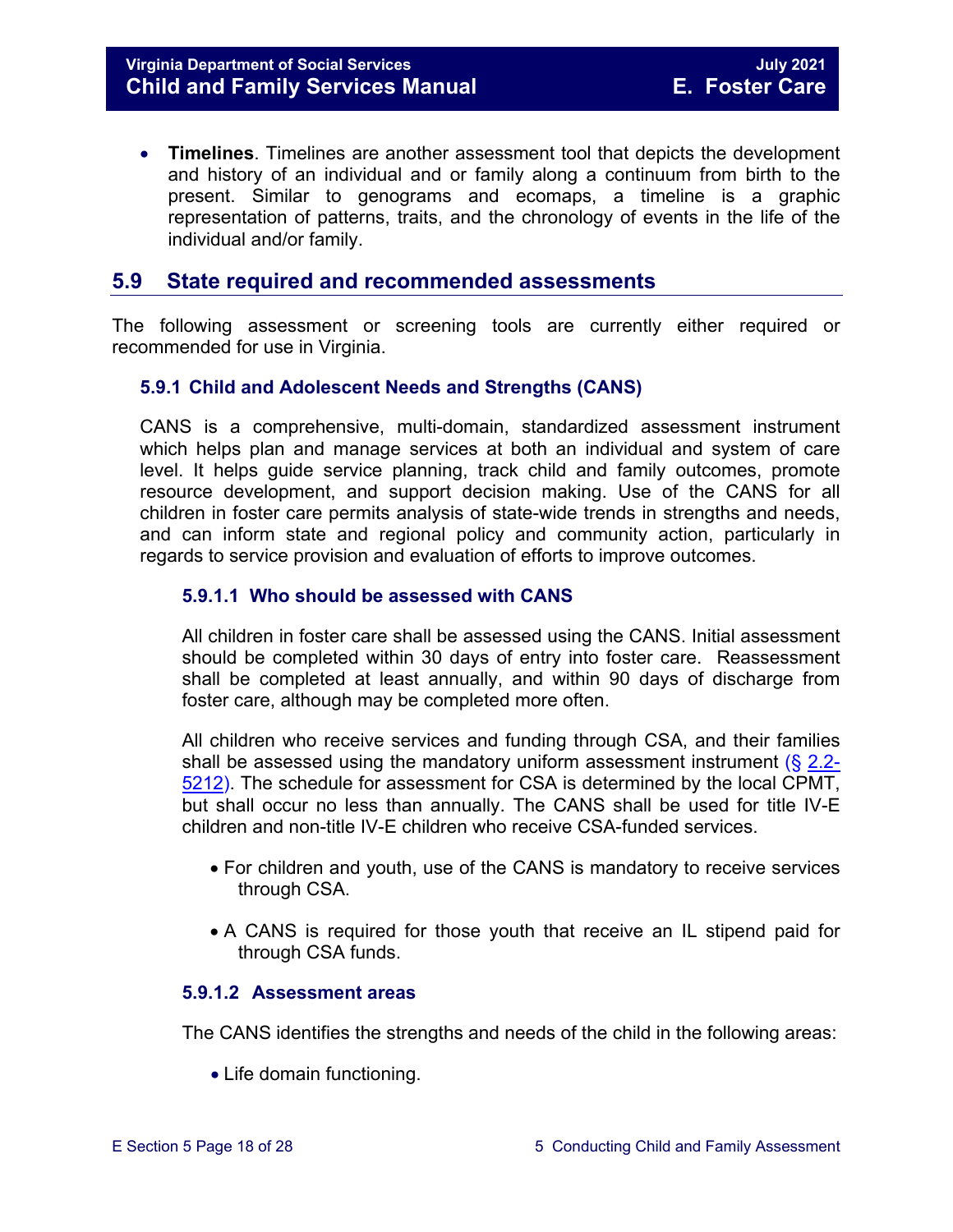- **Timelines**. Timelines are another assessment tool that depicts the development and history of an individual and or family along a continuum from birth to the present. Similar to genograms and ecomaps, a timeline is a graphic representation of patterns, traits, and the chronology of events in the life of the individual and/or family.

## 5.9 State required and recommended assessments

The following assessment or screening tools are currently either required or recommended for use in Virginia.

### 5.9.1 Child and Adolescent Needs and Strengths (CANS)

CANS is a comprehensive, multi-domain, standardized assessment instrument which helps plan and manage services at both an individual and system of care level. It helps guide service planning, track child and family outcomes, promote resource development, and support decision making. Use of the CANS for all children in foster care permits analysis of state-wide trends in strengths and needs, and can inform state and regional policy and community action, particularly in regards to service provision and evaluation of efforts to improve outcomes.

#### 5.9.1.1 Who should be assessed with CANS

All children in foster care shall be assessed using the CANS. Initial assessment should be completed within 30 days of entry into foster care. Reassessment shall be completed at least annually, and within 90 days of discharge from foster care, although may be completed more often.

All children who receive services and funding through CSA, and their families shall be assessed using the mandatory uniform assessment instrument (§ 2.2-5212). The schedule for assessment for CSA is determined by the local CPMT, but shall occur no less than annually. The CANS shall be used for title IV-E children and non-title IV-E children who receive CSA-funded services.

- For children and youth, use of the CANS is mandatory to receive services through CSA.
- A CANS is required for those youth that receive an IL stipend paid for through CSA funds.

#### 5.9.1.2 Assessment areas

The CANS identifies the strengths and needs of the child in the following areas:

- Life domain functioning.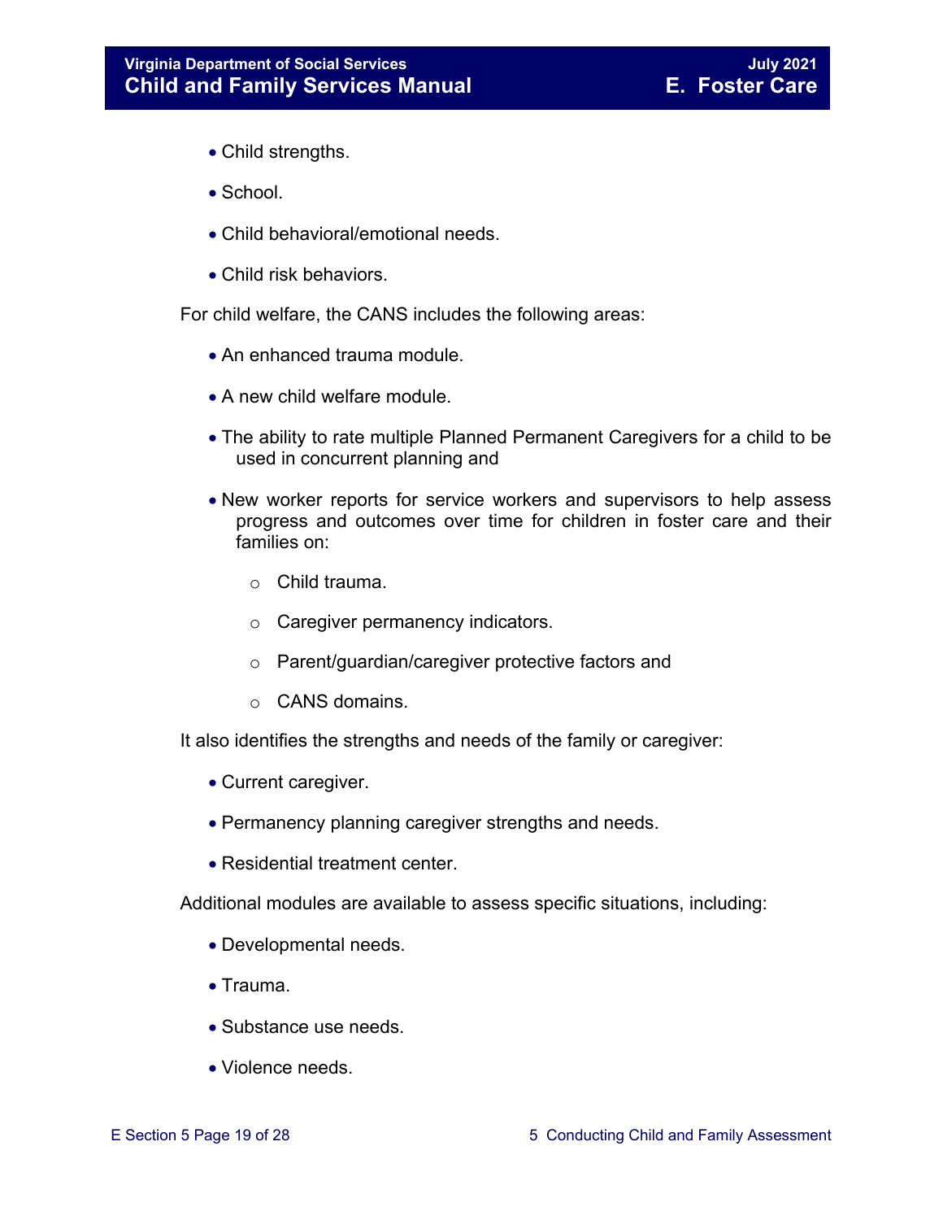- Child strengths.
- School.
- Child behavioral/emotional needs.
- Child risk behaviors.

For child welfare, the CANS includes the following areas:

- An enhanced trauma module.
- A new child welfare module.
- The ability to rate multiple Planned Permanent Caregivers for a child to be used in concurrent planning and
- New worker reports for service workers and supervisors to help assess progress and outcomes over time for children in foster care and their families on:
    - Child trauma.
    - Caregiver permanency indicators.
    - Parent/guardian/caregiver protective factors and
    - CANS domains.

It also identifies the strengths and needs of the family or caregiver:

- Current caregiver.
- Permanency planning caregiver strengths and needs.
- Residential treatment center.

Additional modules are available to assess specific situations, including:

- Developmental needs.
- Trauma.
- Substance use needs.
- Violence needs.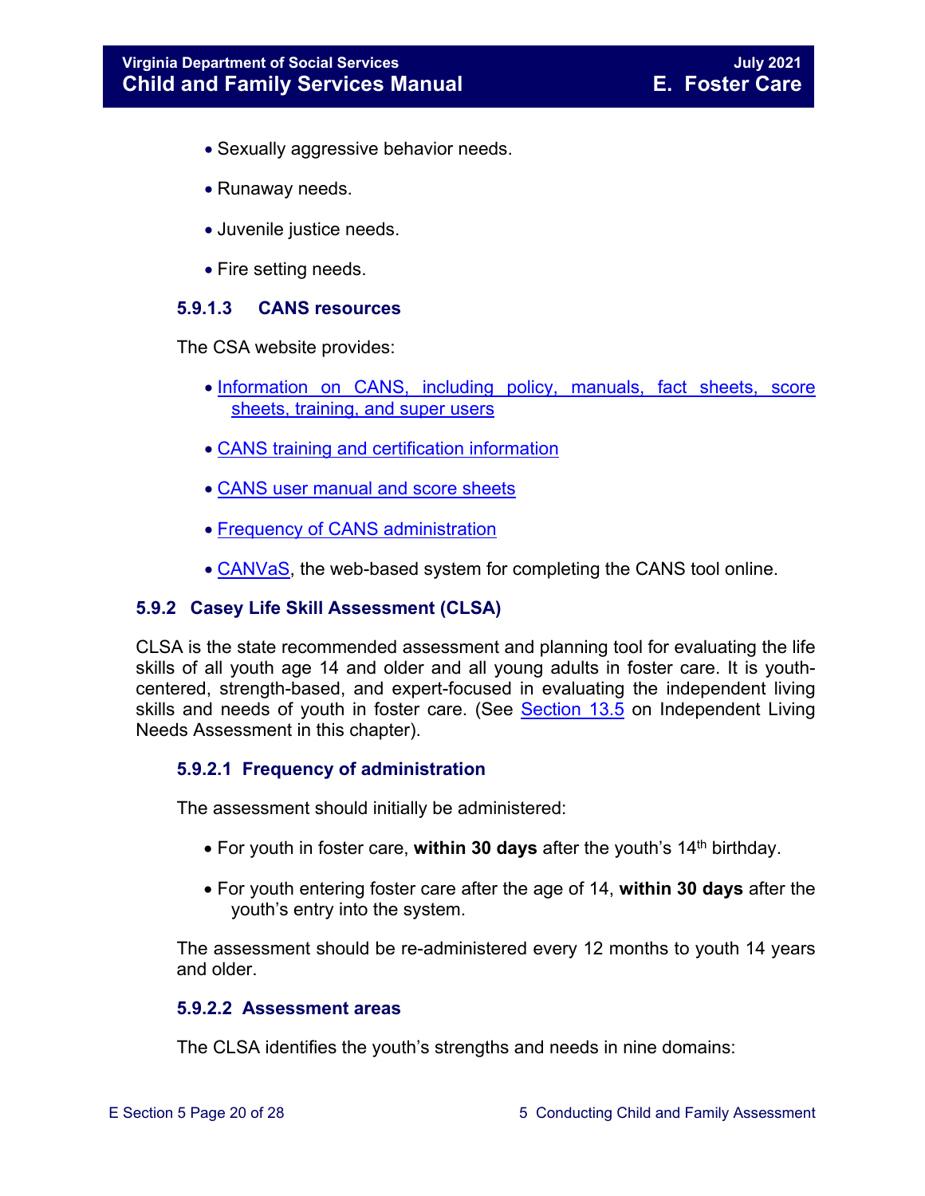- Sexually aggressive behavior needs.
- Runaway needs.
- Juvenile justice needs.
- Fire setting needs.

#### 5.9.1.3 CANS resources

The CSA website provides:

- Information on CANS, including policy, manuals, fact sheets, score sheets, training, and super users
- CANS training and certification information
- CANS user manual and score sheets
- Frequency of CANS administration
- CANVaS, the web-based system for completing the CANS tool online.

### 5.9.2 Casey Life Skill Assessment (CLSA)

CLSA is the state recommended assessment and planning tool for evaluating the life skills of all youth age 14 and older and all young adults in foster care. It is youth-centered, strength-based, and expert-focused in evaluating the independent living skills and needs of youth in foster care. (See Section 13.5 on Independent Living Needs Assessment in this chapter).

#### 5.9.2.1 Frequency of administration

The assessment should initially be administered:

- For youth in foster care, **within 30 days** after the youth's 14th birthday.
- For youth entering foster care after the age of 14, **within 30 days** after the youth's entry into the system.

The assessment should be re-administered every 12 months to youth 14 years and older.

#### 5.9.2.2 Assessment areas

The CLSA identifies the youth's strengths and needs in nine domains: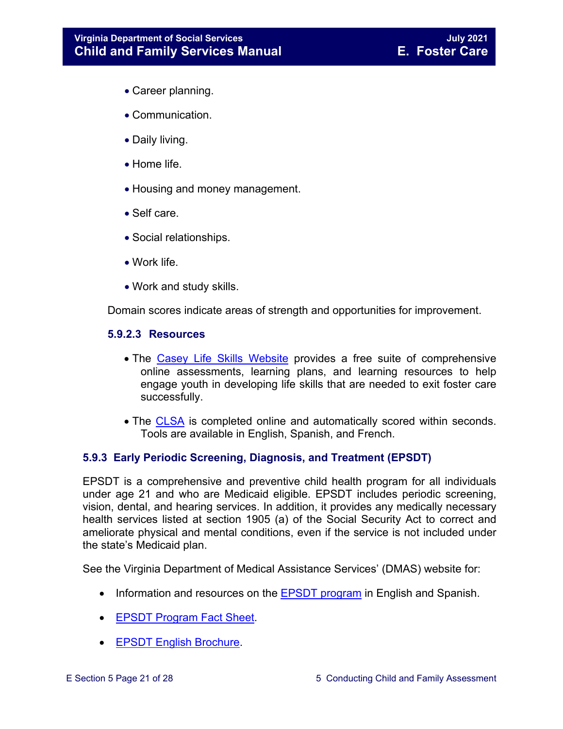- Career planning.
- Communication.
- Daily living.
- Home life.
- Housing and money management.
- Self care.
- Social relationships.
- Work life.
- Work and study skills.

Domain scores indicate areas of strength and opportunities for improvement.

#### 5.9.2.3 Resources

- The Casey Life Skills Website provides a free suite of comprehensive online assessments, learning plans, and learning resources to help engage youth in developing life skills that are needed to exit foster care successfully.
- The CLSA is completed online and automatically scored within seconds. Tools are available in English, Spanish, and French.

### 5.9.3 Early Periodic Screening, Diagnosis, and Treatment (EPSDT)

EPSDT is a comprehensive and preventive child health program for all individuals under age 21 and who are Medicaid eligible. EPSDT includes periodic screening, vision, dental, and hearing services. In addition, it provides any medically necessary health services listed at section 1905 (a) of the Social Security Act to correct and ameliorate physical and mental conditions, even if the service is not included under the state's Medicaid plan.

See the Virginia Department of Medical Assistance Services' (DMAS) website for:

- Information and resources on the EPSDT program in English and Spanish.
- EPSDT Program Fact Sheet.
- EPSDT English Brochure.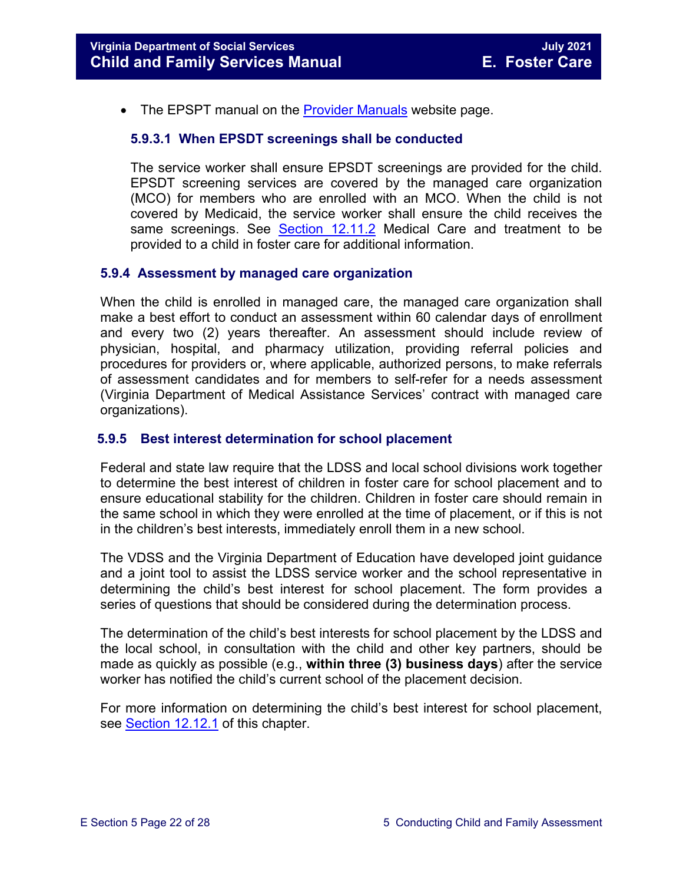- The EPSPT manual on the [Provider Manuals](#) website page.

#### 5.9.3.1 When EPSDT screenings shall be conducted

The service worker shall ensure EPSDT screenings are provided for the child. EPSDT screening services are covered by the managed care organization (MCO) for members who are enrolled with an MCO. When the child is not covered by Medicaid, the service worker shall ensure the child receives the same screenings. See [Section 12.11.2](#) Medical Care and treatment to be provided to a child in foster care for additional information.

### 5.9.4 Assessment by managed care organization

When the child is enrolled in managed care, the managed care organization shall make a best effort to conduct an assessment within 60 calendar days of enrollment and every two (2) years thereafter. An assessment should include review of physician, hospital, and pharmacy utilization, providing referral policies and procedures for providers or, where applicable, authorized persons, to make referrals of assessment candidates and for members to self-refer for a needs assessment (Virginia Department of Medical Assistance Services' contract with managed care organizations).

### 5.9.5 Best interest determination for school placement

Federal and state law require that the LDSS and local school divisions work together to determine the best interest of children in foster care for school placement and to ensure educational stability for the children. Children in foster care should remain in the same school in which they were enrolled at the time of placement, or if this is not in the children's best interests, immediately enroll them in a new school.

The VDSS and the Virginia Department of Education have developed joint guidance and a joint tool to assist the LDSS service worker and the school representative in determining the child's best interest for school placement. The form provides a series of questions that should be considered during the determination process.

The determination of the child's best interests for school placement by the LDSS and the local school, in consultation with the child and other key partners, should be made as quickly as possible (e.g., **within three (3) business days**) after the service worker has notified the child's current school of the placement decision.

For more information on determining the child's best interest for school placement, see [Section 12.12.1](#) of this chapter.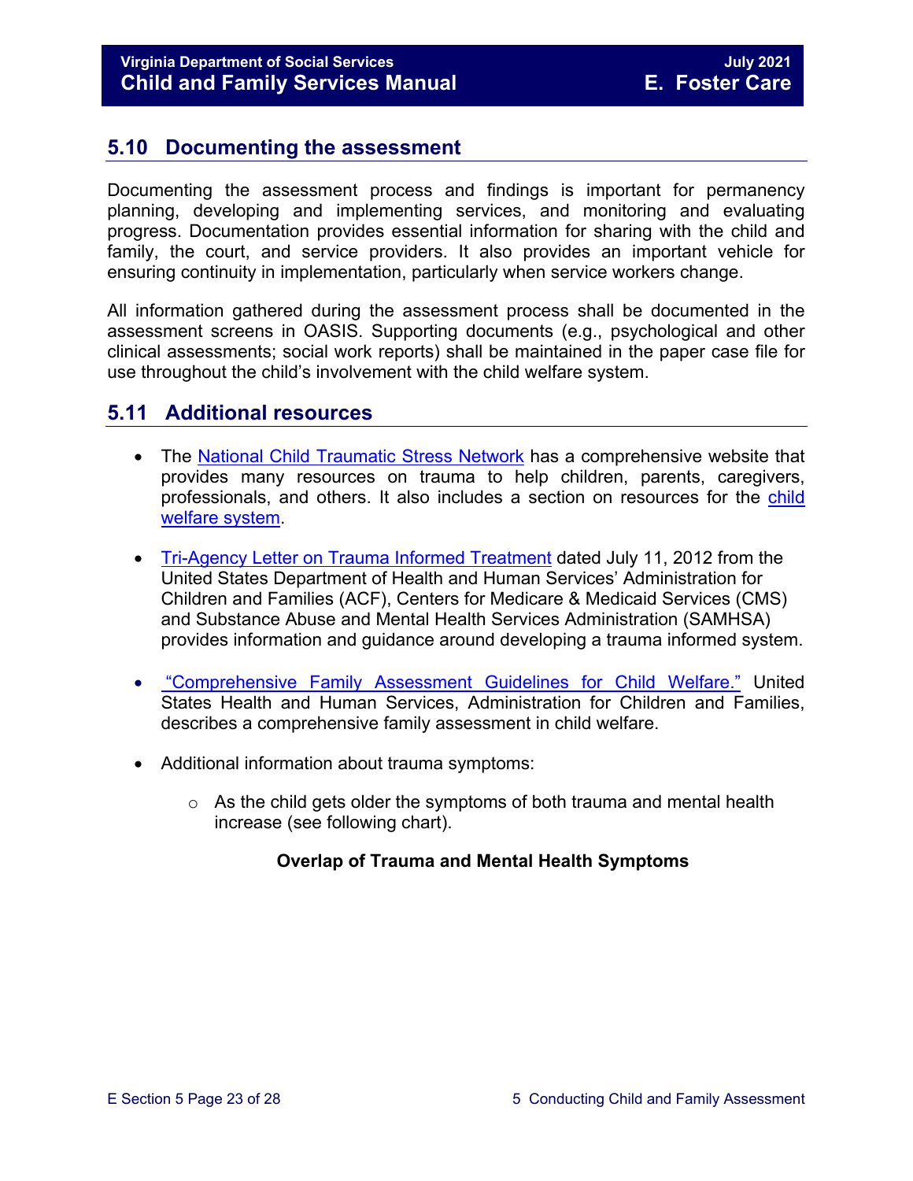## 5.10 Documenting the assessment

Documenting the assessment process and findings is important for permanency planning, developing and implementing services, and monitoring and evaluating progress. Documentation provides essential information for sharing with the child and family, the court, and service providers. It also provides an important vehicle for ensuring continuity in implementation, particularly when service workers change.

All information gathered during the assessment process shall be documented in the assessment screens in OASIS. Supporting documents (e.g., psychological and other clinical assessments; social work reports) shall be maintained in the paper case file for use throughout the child's involvement with the child welfare system.

## 5.11 Additional resources

- The National Child Traumatic Stress Network has a comprehensive website that provides many resources on trauma to help children, parents, caregivers, professionals, and others. It also includes a section on resources for the child welfare system.

- Tri-Agency Letter on Trauma Informed Treatment dated July 11, 2012 from the United States Department of Health and Human Services' Administration for Children and Families (ACF), Centers for Medicare & Medicaid Services (CMS) and Substance Abuse and Mental Health Services Administration (SAMHSA) provides information and guidance around developing a trauma informed system.

- "Comprehensive Family Assessment Guidelines for Child Welfare." United States Health and Human Services, Administration for Children and Families, describes a comprehensive family assessment in child welfare.

- Additional information about trauma symptoms:
  - As the child gets older the symptoms of both trauma and mental health increase (see following chart).

**Overlap of Trauma and Mental Health Symptoms**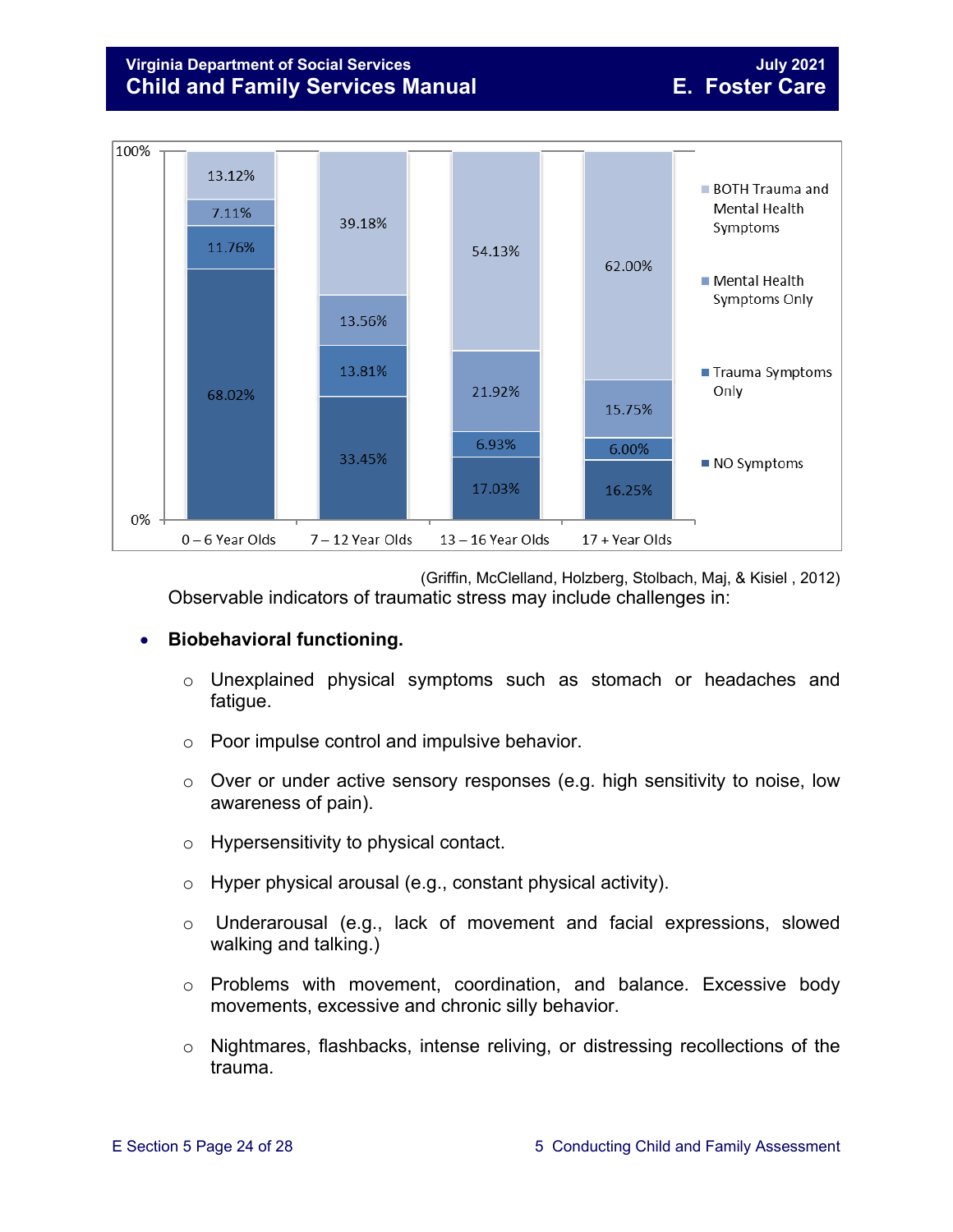| | 0 – 6 Year Olds | 7 – 12 Year Olds | 13 – 16 Year Olds | 17 + Year Olds |
|---|---|---|---|---|
| BOTH Trauma and Mental Health Symptoms | 13.12% | 39.18% | 54.13% | 62.00% |
| Mental Health Symptoms Only | 7.11% | 13.56% | 21.92% | 15.75% |
| Trauma Symptoms Only | 11.76% | 13.81% | 6.93% | 6.00% |
| NO Symptoms | 68.02% | 33.45% | 17.03% | 16.25% |

(Griffin, McClelland, Holzberg, Stolbach, Maj, & Kisiel , 2012)

Observable indicators of traumatic stress may include challenges in:

- **Biobehavioral functioning.**
  - Unexplained physical symptoms such as stomach or headaches and fatigue.
  - Poor impulse control and impulsive behavior.
  - Over or under active sensory responses (e.g. high sensitivity to noise, low awareness of pain).
  - Hypersensitivity to physical contact.
  - Hyper physical arousal (e.g., constant physical activity).
  - Underarousal (e.g., lack of movement and facial expressions, slowed walking and talking.)
  - Problems with movement, coordination, and balance. Excessive body movements, excessive and chronic silly behavior.
  - Nightmares, flashbacks, intense reliving, or distressing recollections of the trauma.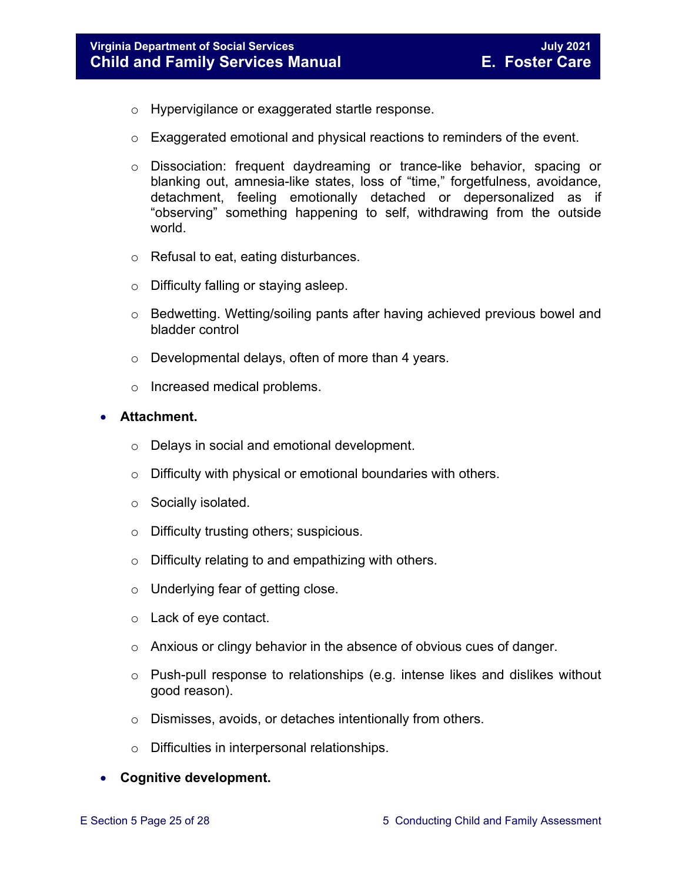- Hypervigilance or exaggerated startle response.
  - Exaggerated emotional and physical reactions to reminders of the event.
  - Dissociation: frequent daydreaming or trance-like behavior, spacing or blanking out, amnesia-like states, loss of "time," forgetfulness, avoidance, detachment, feeling emotionally detached or depersonalized as if "observing" something happening to self, withdrawing from the outside world.
  - Refusal to eat, eating disturbances.
  - Difficulty falling or staying asleep.
  - Bedwetting. Wetting/soiling pants after having achieved previous bowel and bladder control
  - Developmental delays, often of more than 4 years.
  - Increased medical problems.

- **Attachment.**
  - Delays in social and emotional development.
  - Difficulty with physical or emotional boundaries with others.
  - Socially isolated.
  - Difficulty trusting others; suspicious.
  - Difficulty relating to and empathizing with others.
  - Underlying fear of getting close.
  - Lack of eye contact.
  - Anxious or clingy behavior in the absence of obvious cues of danger.
  - Push-pull response to relationships (e.g. intense likes and dislikes without good reason).
  - Dismisses, avoids, or detaches intentionally from others.
  - Difficulties in interpersonal relationships.

- **Cognitive development.**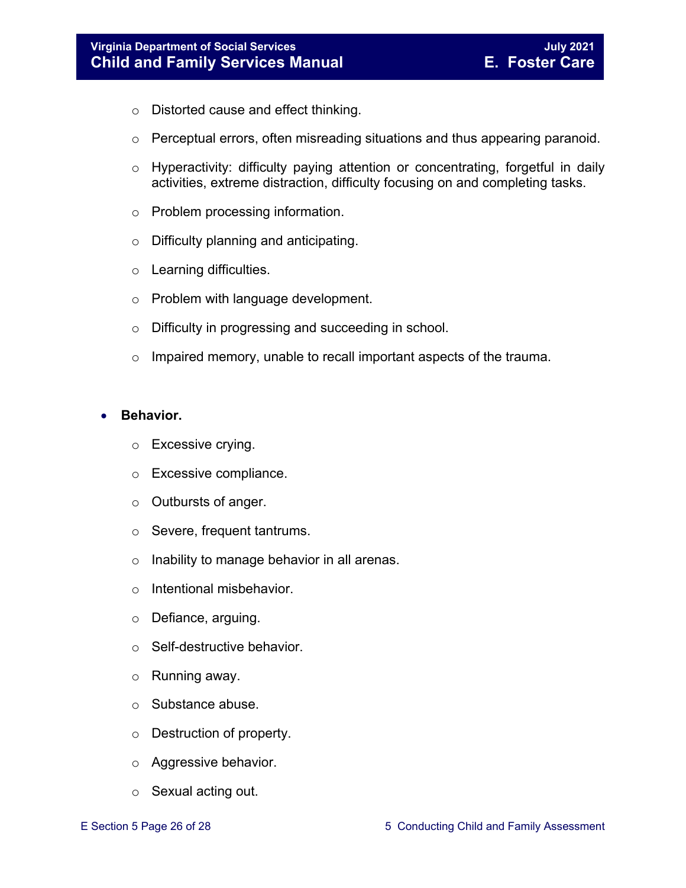- Distorted cause and effect thinking.
- Perceptual errors, often misreading situations and thus appearing paranoid.
- Hyperactivity: difficulty paying attention or concentrating, forgetful in daily activities, extreme distraction, difficulty focusing on and completing tasks.
- Problem processing information.
- Difficulty planning and anticipating.
- Learning difficulties.
- Problem with language development.
- Difficulty in progressing and succeeding in school.
- Impaired memory, unable to recall important aspects of the trauma.

- **Behavior.**
  - Excessive crying.
  - Excessive compliance.
  - Outbursts of anger.
  - Severe, frequent tantrums.
  - Inability to manage behavior in all arenas.
  - Intentional misbehavior.
  - Defiance, arguing.
  - Self-destructive behavior.
  - Running away.
  - Substance abuse.
  - Destruction of property.
  - Aggressive behavior.
  - Sexual acting out.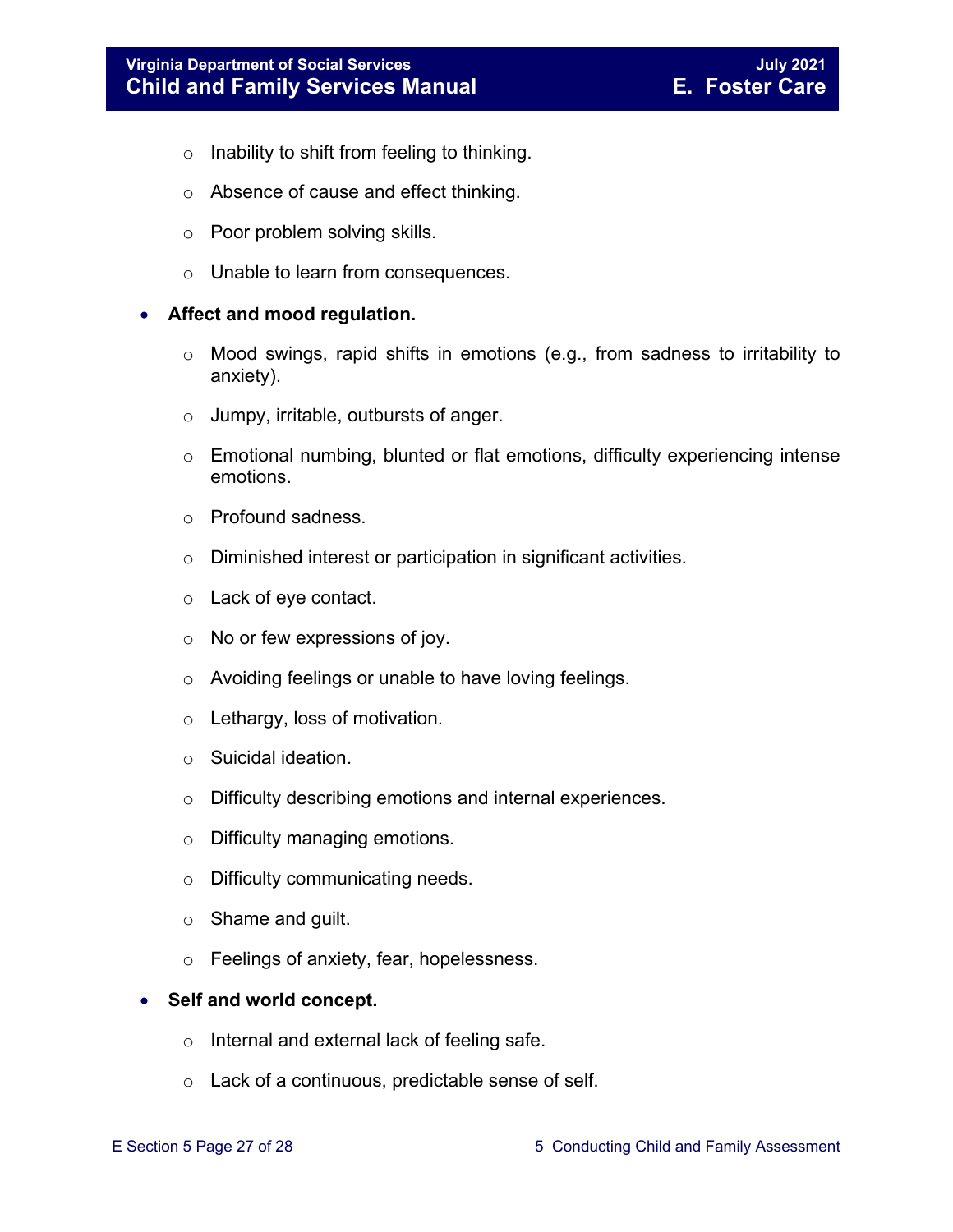- Inability to shift from feeling to thinking.
    - Absence of cause and effect thinking.
    - Poor problem solving skills.
    - Unable to learn from consequences.

- **Affect and mood regulation.**
    - Mood swings, rapid shifts in emotions (e.g., from sadness to irritability to anxiety).
    - Jumpy, irritable, outbursts of anger.
    - Emotional numbing, blunted or flat emotions, difficulty experiencing intense emotions.
    - Profound sadness.
    - Diminished interest or participation in significant activities.
    - Lack of eye contact.
    - No or few expressions of joy.
    - Avoiding feelings or unable to have loving feelings.
    - Lethargy, loss of motivation.
    - Suicidal ideation.
    - Difficulty describing emotions and internal experiences.
    - Difficulty managing emotions.
    - Difficulty communicating needs.
    - Shame and guilt.
    - Feelings of anxiety, fear, hopelessness.

- **Self and world concept.**
    - Internal and external lack of feeling safe.
    - Lack of a continuous, predictable sense of self.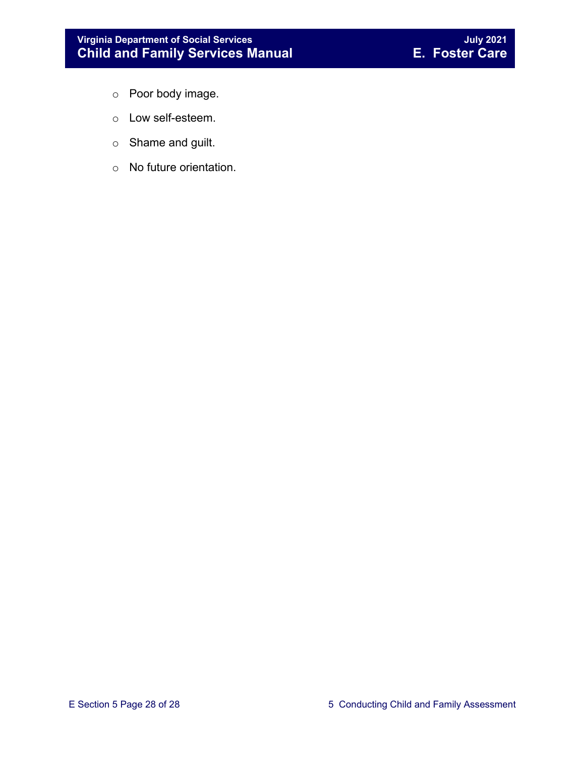- Poor body image.
- Low self-esteem.
- Shame and guilt.
- No future orientation.